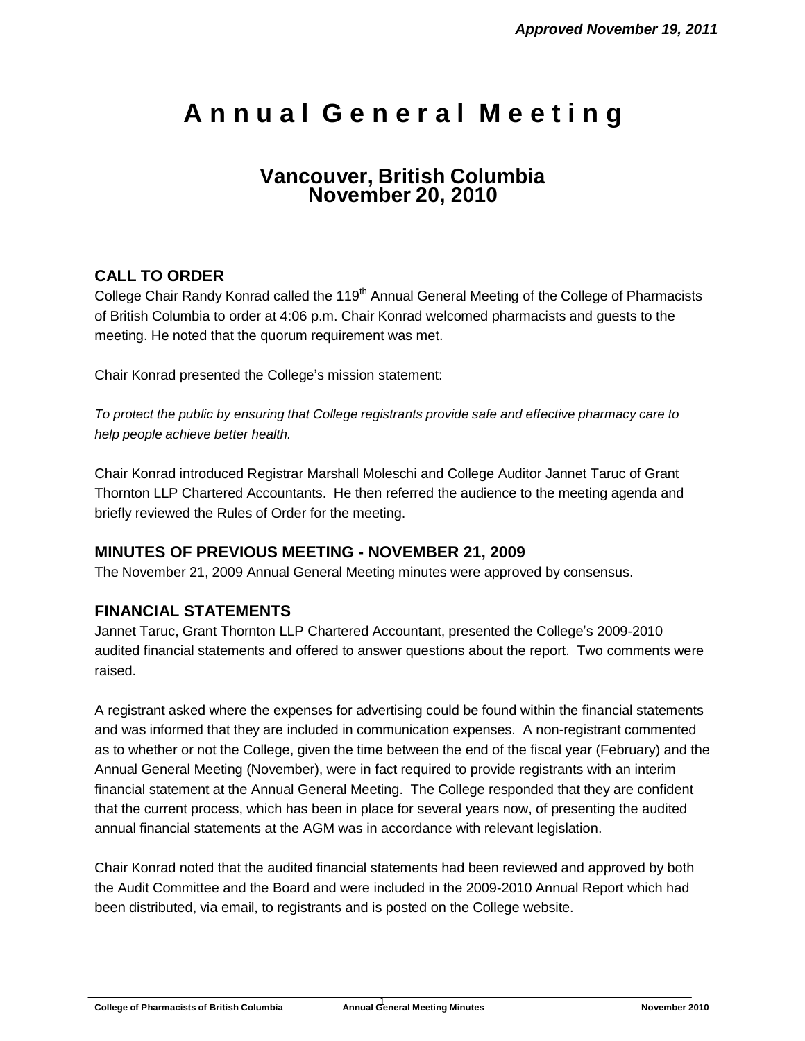***Approved November 19, 2011***

# Annual General Meeting

## Vancouver, British Columbia
## November 20, 2010

### CALL TO ORDER

College Chair Randy Konrad called the 119th Annual General Meeting of the College of Pharmacists of British Columbia to order at 4:06 p.m. Chair Konrad welcomed pharmacists and guests to the meeting. He noted that the quorum requirement was met.

Chair Konrad presented the College's mission statement:

*To protect the public by ensuring that College registrants provide safe and effective pharmacy care to help people achieve better health.*

Chair Konrad introduced Registrar Marshall Moleschi and College Auditor Jannet Taruc of Grant Thornton LLP Chartered Accountants. He then referred the audience to the meeting agenda and briefly reviewed the Rules of Order for the meeting.

### MINUTES OF PREVIOUS MEETING - NOVEMBER 21, 2009

The November 21, 2009 Annual General Meeting minutes were approved by consensus.

### FINANCIAL STATEMENTS

Jannet Taruc, Grant Thornton LLP Chartered Accountant, presented the College's 2009-2010 audited financial statements and offered to answer questions about the report. Two comments were raised.

A registrant asked where the expenses for advertising could be found within the financial statements and was informed that they are included in communication expenses. A non-registrant commented as to whether or not the College, given the time between the end of the fiscal year (February) and the Annual General Meeting (November), were in fact required to provide registrants with an interim financial statement at the Annual General Meeting. The College responded that they are confident that the current process, which has been in place for several years now, of presenting the audited annual financial statements at the AGM was in accordance with relevant legislation.

Chair Konrad noted that the audited financial statements had been reviewed and approved by both the Audit Committee and the Board and were included in the 2009-2010 Annual Report which had been distributed, via email, to registrants and is posted on the College website.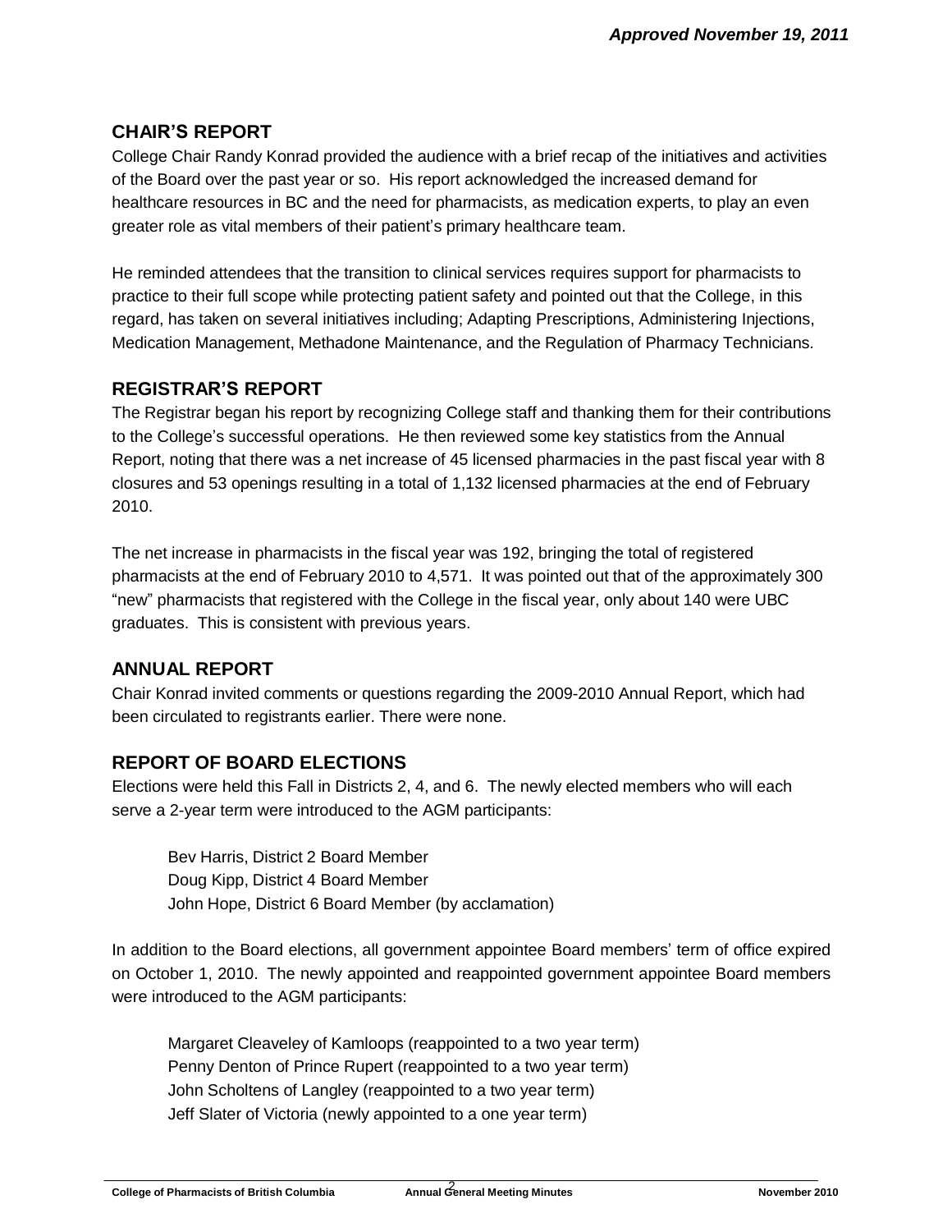*Approved November 19, 2011*

## CHAIR'S REPORT

College Chair Randy Konrad provided the audience with a brief recap of the initiatives and activities of the Board over the past year or so. His report acknowledged the increased demand for healthcare resources in BC and the need for pharmacists, as medication experts, to play an even greater role as vital members of their patient's primary healthcare team.

He reminded attendees that the transition to clinical services requires support for pharmacists to practice to their full scope while protecting patient safety and pointed out that the College, in this regard, has taken on several initiatives including; Adapting Prescriptions, Administering Injections, Medication Management, Methadone Maintenance, and the Regulation of Pharmacy Technicians.

## REGISTRAR'S REPORT

The Registrar began his report by recognizing College staff and thanking them for their contributions to the College's successful operations. He then reviewed some key statistics from the Annual Report, noting that there was a net increase of 45 licensed pharmacies in the past fiscal year with 8 closures and 53 openings resulting in a total of 1,132 licensed pharmacies at the end of February 2010.

The net increase in pharmacists in the fiscal year was 192, bringing the total of registered pharmacists at the end of February 2010 to 4,571. It was pointed out that of the approximately 300 "new" pharmacists that registered with the College in the fiscal year, only about 140 were UBC graduates. This is consistent with previous years.

## ANNUAL REPORT

Chair Konrad invited comments or questions regarding the 2009-2010 Annual Report, which had been circulated to registrants earlier. There were none.

## REPORT OF BOARD ELECTIONS

Elections were held this Fall in Districts 2, 4, and 6. The newly elected members who will each serve a 2-year term were introduced to the AGM participants:

Bev Harris, District 2 Board Member
Doug Kipp, District 4 Board Member
John Hope, District 6 Board Member (by acclamation)

In addition to the Board elections, all government appointee Board members' term of office expired on October 1, 2010. The newly appointed and reappointed government appointee Board members were introduced to the AGM participants:

Margaret Cleaveley of Kamloops (reappointed to a two year term)
Penny Denton of Prince Rupert (reappointed to a two year term)
John Scholtens of Langley (reappointed to a two year term)
Jeff Slater of Victoria (newly appointed to a one year term)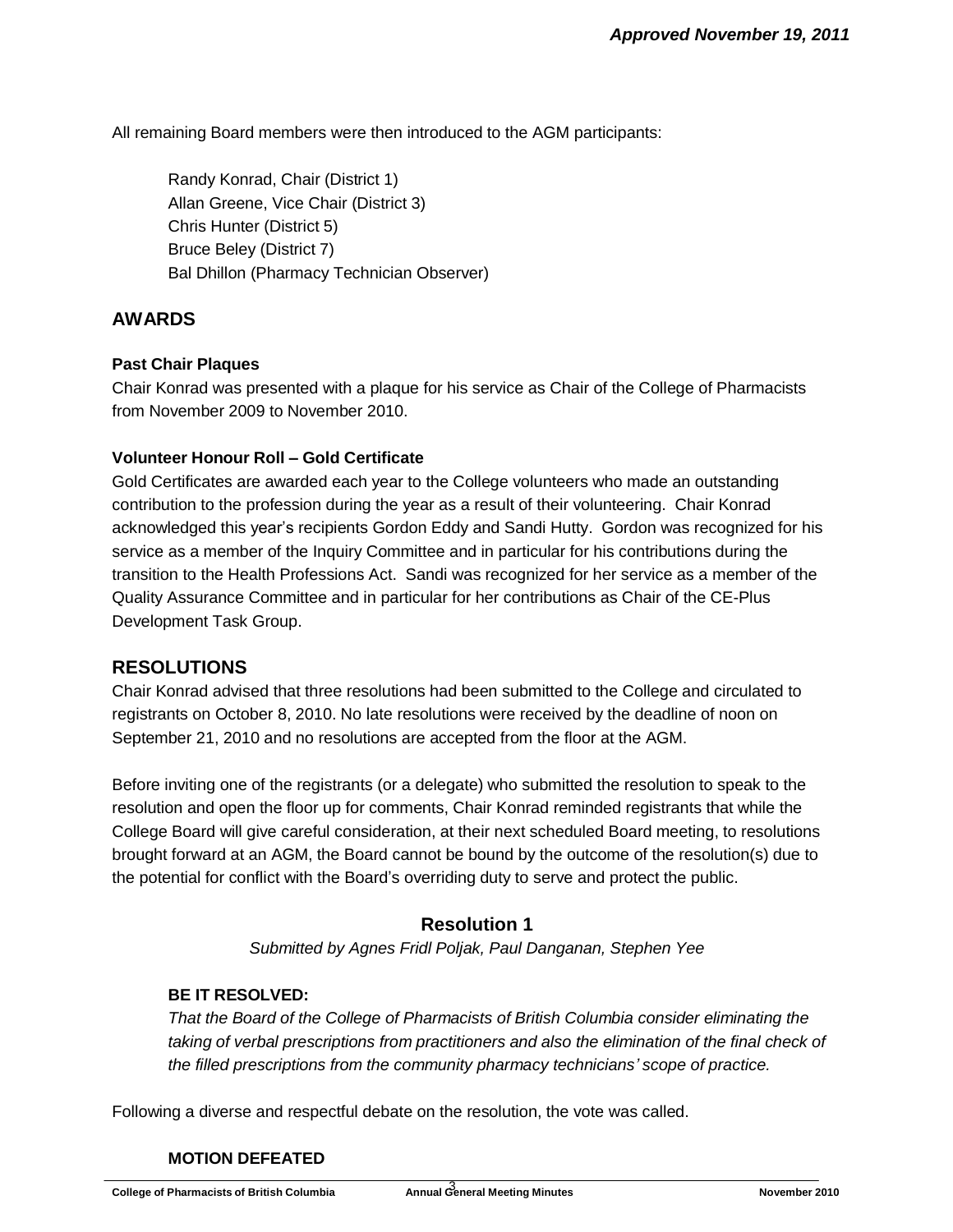All remaining Board members were then introduced to the AGM participants:

Randy Konrad, Chair (District 1)
Allan Greene, Vice Chair (District 3)
Chris Hunter (District 5)
Bruce Beley (District 7)
Bal Dhillon (Pharmacy Technician Observer)

## AWARDS

**Past Chair Plaques**
Chair Konrad was presented with a plaque for his service as Chair of the College of Pharmacists from November 2009 to November 2010.

**Volunteer Honour Roll – Gold Certificate**
Gold Certificates are awarded each year to the College volunteers who made an outstanding contribution to the profession during the year as a result of their volunteering. Chair Konrad acknowledged this year's recipients Gordon Eddy and Sandi Hutty. Gordon was recognized for his service as a member of the Inquiry Committee and in particular for his contributions during the transition to the Health Professions Act. Sandi was recognized for her service as a member of the Quality Assurance Committee and in particular for her contributions as Chair of the CE-Plus Development Task Group.

## RESOLUTIONS

Chair Konrad advised that three resolutions had been submitted to the College and circulated to registrants on October 8, 2010. No late resolutions were received by the deadline of noon on September 21, 2010 and no resolutions are accepted from the floor at the AGM.

Before inviting one of the registrants (or a delegate) who submitted the resolution to speak to the resolution and open the floor up for comments, Chair Konrad reminded registrants that while the College Board will give careful consideration, at their next scheduled Board meeting, to resolutions brought forward at an AGM, the Board cannot be bound by the outcome of the resolution(s) due to the potential for conflict with the Board's overriding duty to serve and protect the public.

### Resolution 1

*Submitted by Agnes Fridl Poljak, Paul Danganan, Stephen Yee*

**BE IT RESOLVED:**
*That the Board of the College of Pharmacists of British Columbia consider eliminating the taking of verbal prescriptions from practitioners and also the elimination of the final check of the filled prescriptions from the community pharmacy technicians' scope of practice.*

Following a diverse and respectful debate on the resolution, the vote was called.

**MOTION DEFEATED**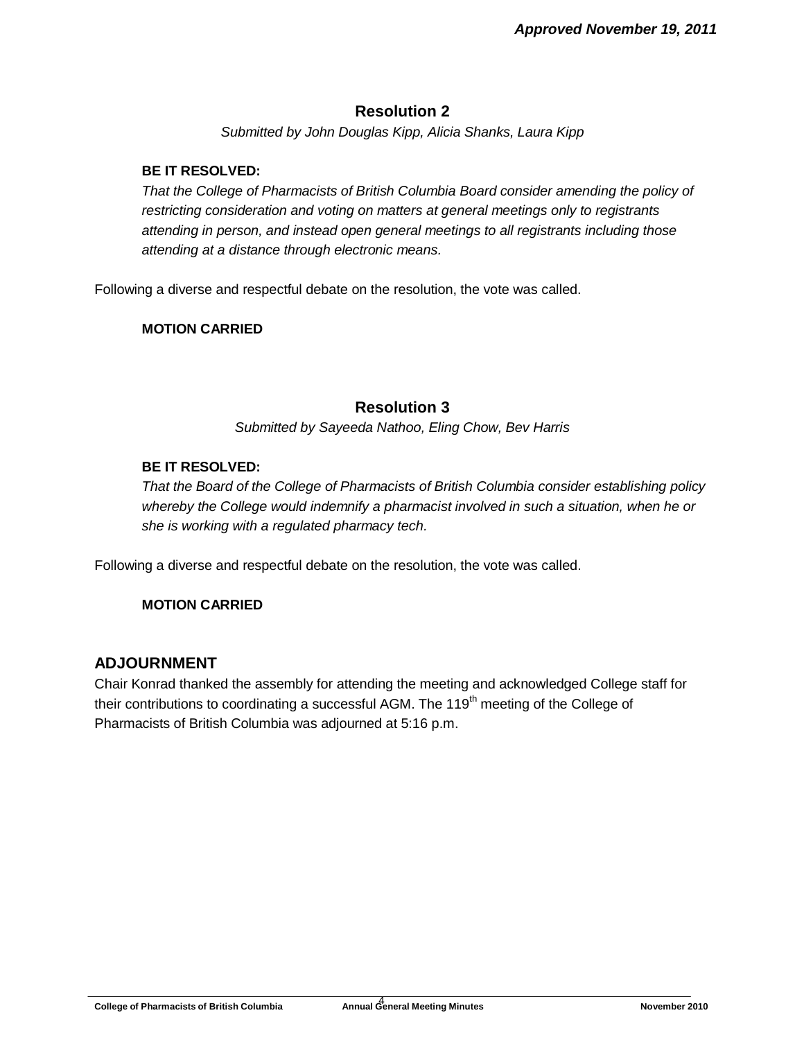*Approved November 19, 2011*

### Resolution 2

*Submitted by John Douglas Kipp, Alicia Shanks, Laura Kipp*

**BE IT RESOLVED:**

*That the College of Pharmacists of British Columbia Board consider amending the policy of restricting consideration and voting on matters at general meetings only to registrants attending in person, and instead open general meetings to all registrants including those attending at a distance through electronic means.*

Following a diverse and respectful debate on the resolution, the vote was called.

**MOTION CARRIED**

### Resolution 3

*Submitted by Sayeeda Nathoo, Eling Chow, Bev Harris*

**BE IT RESOLVED:**

*That the Board of the College of Pharmacists of British Columbia consider establishing policy whereby the College would indemnify a pharmacist involved in such a situation, when he or she is working with a regulated pharmacy tech.*

Following a diverse and respectful debate on the resolution, the vote was called.

**MOTION CARRIED**

## ADJOURNMENT

Chair Konrad thanked the assembly for attending the meeting and acknowledged College staff for their contributions to coordinating a successful AGM. The 119th meeting of the College of Pharmacists of British Columbia was adjourned at 5:16 p.m.